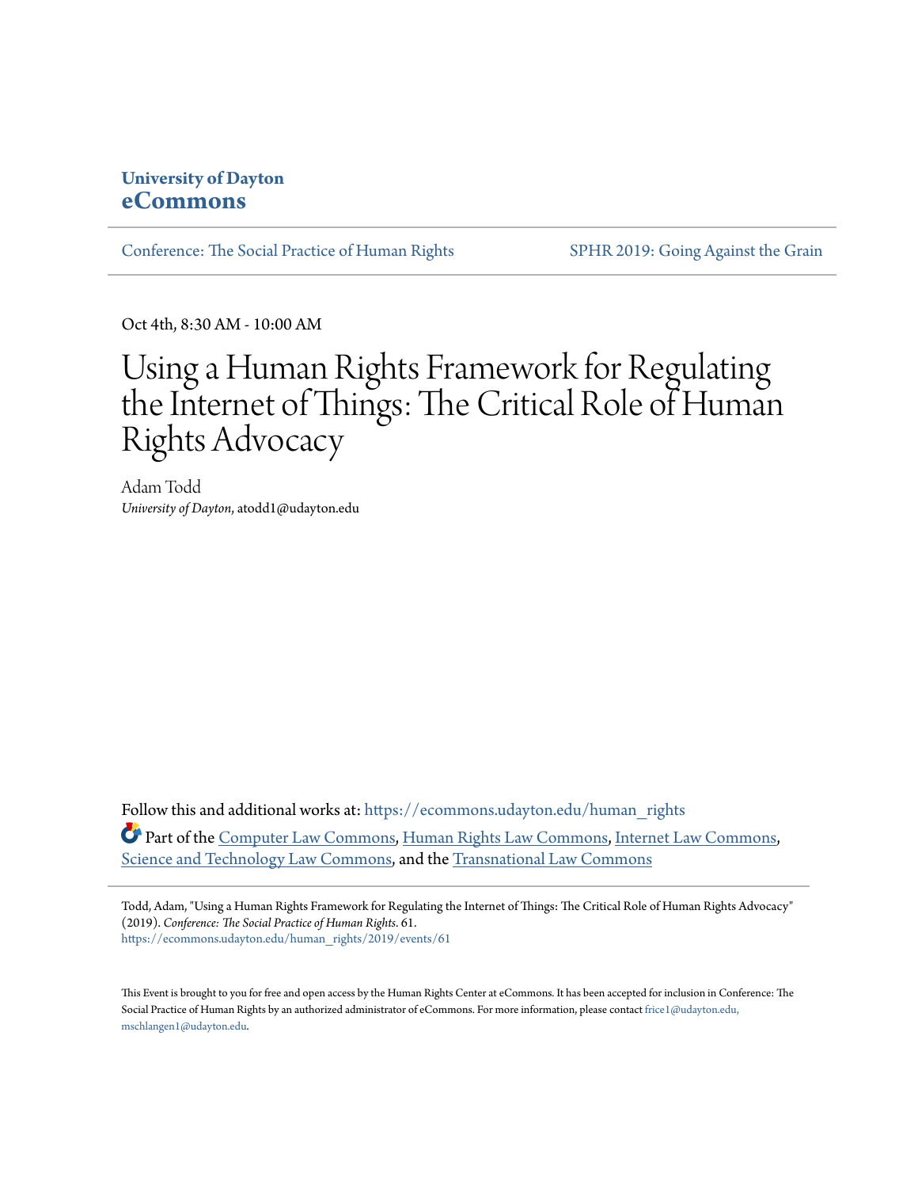**University of Dayton**
**eCommons**

Conference: The Social Practice of Human Rights | SPHR 2019: Going Against the Grain

Oct 4th, 8:30 AM - 10:00 AM

# Using a Human Rights Framework for Regulating the Internet of Things: The Critical Role of Human Rights Advocacy

Adam Todd
*University of Dayton*, atodd1@udayton.edu

Follow this and additional works at: https://ecommons.udayton.edu/human_rights

Part of the Computer Law Commons, Human Rights Law Commons, Internet Law Commons, Science and Technology Law Commons, and the Transnational Law Commons

Todd, Adam, "Using a Human Rights Framework for Regulating the Internet of Things: The Critical Role of Human Rights Advocacy" (2019). *Conference: The Social Practice of Human Rights*. 61.
https://ecommons.udayton.edu/human_rights/2019/events/61

This Event is brought to you for free and open access by the Human Rights Center at eCommons. It has been accepted for inclusion in Conference: The Social Practice of Human Rights by an authorized administrator of eCommons. For more information, please contact frice1@udayton.edu, mschlangen1@udayton.edu.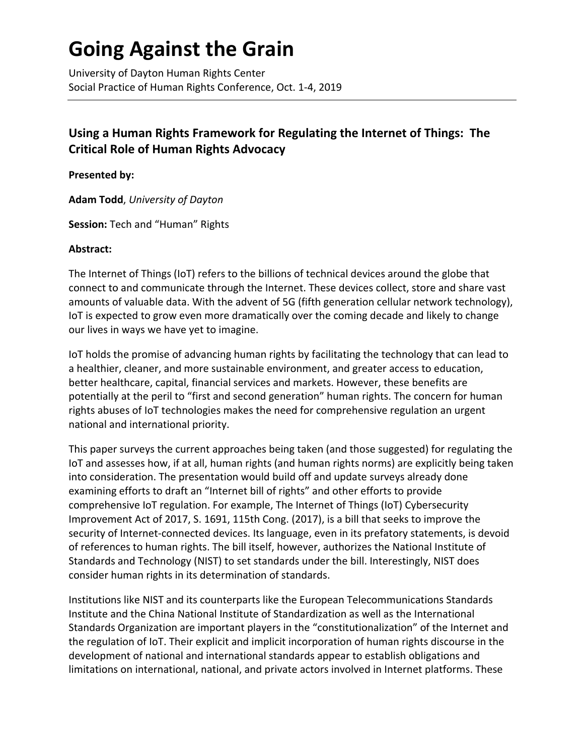# Going Against the Grain

University of Dayton Human Rights Center
Social Practice of Human Rights Conference, Oct. 1-4, 2019

---

### Using a Human Rights Framework for Regulating the Internet of Things: The Critical Role of Human Rights Advocacy

**Presented by:**

**Adam Todd**, *University of Dayton*

**Session:** Tech and "Human" Rights

**Abstract:**

The Internet of Things (IoT) refers to the billions of technical devices around the globe that connect to and communicate through the Internet. These devices collect, store and share vast amounts of valuable data. With the advent of 5G (fifth generation cellular network technology), IoT is expected to grow even more dramatically over the coming decade and likely to change our lives in ways we have yet to imagine.

IoT holds the promise of advancing human rights by facilitating the technology that can lead to a healthier, cleaner, and more sustainable environment, and greater access to education, better healthcare, capital, financial services and markets. However, these benefits are potentially at the peril to "first and second generation" human rights. The concern for human rights abuses of IoT technologies makes the need for comprehensive regulation an urgent national and international priority.

This paper surveys the current approaches being taken (and those suggested) for regulating the IoT and assesses how, if at all, human rights (and human rights norms) are explicitly being taken into consideration. The presentation would build off and update surveys already done examining efforts to draft an "Internet bill of rights" and other efforts to provide comprehensive IoT regulation. For example, The Internet of Things (IoT) Cybersecurity Improvement Act of 2017, S. 1691, 115th Cong. (2017), is a bill that seeks to improve the security of Internet-connected devices. Its language, even in its prefatory statements, is devoid of references to human rights. The bill itself, however, authorizes the National Institute of Standards and Technology (NIST) to set standards under the bill. Interestingly, NIST does consider human rights in its determination of standards.

Institutions like NIST and its counterparts like the European Telecommunications Standards Institute and the China National Institute of Standardization as well as the International Standards Organization are important players in the "constitutionalization" of the Internet and the regulation of IoT. Their explicit and implicit incorporation of human rights discourse in the development of national and international standards appear to establish obligations and limitations on international, national, and private actors involved in Internet platforms. These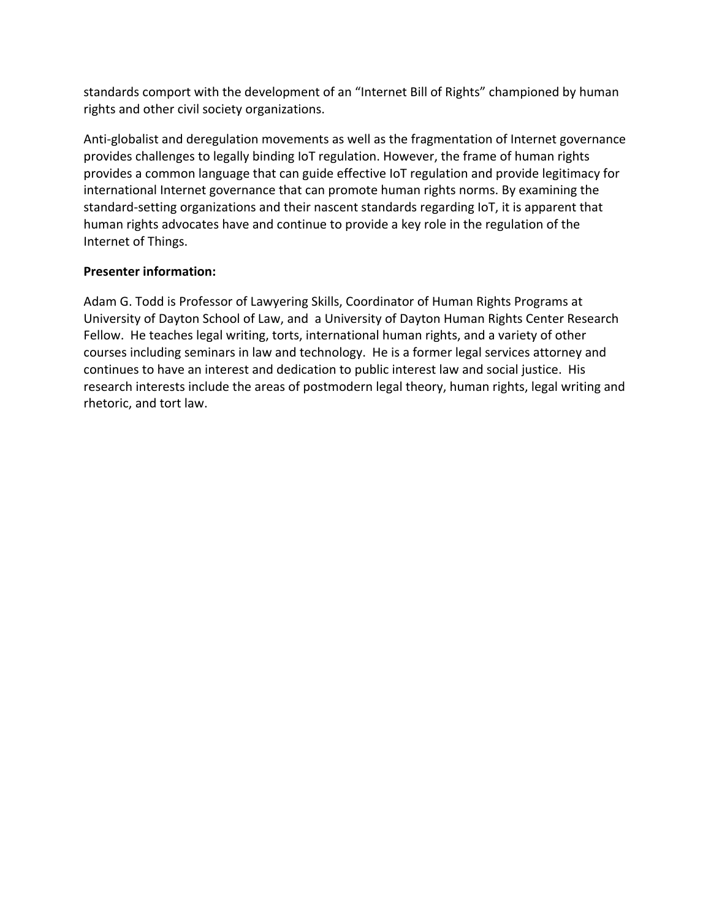standards comport with the development of an "Internet Bill of Rights" championed by human rights and other civil society organizations.

Anti-globalist and deregulation movements as well as the fragmentation of Internet governance provides challenges to legally binding IoT regulation. However, the frame of human rights provides a common language that can guide effective IoT regulation and provide legitimacy for international Internet governance that can promote human rights norms. By examining the standard-setting organizations and their nascent standards regarding IoT, it is apparent that human rights advocates have and continue to provide a key role in the regulation of the Internet of Things.

**Presenter information:**

Adam G. Todd is Professor of Lawyering Skills, Coordinator of Human Rights Programs at University of Dayton School of Law, and a University of Dayton Human Rights Center Research Fellow. He teaches legal writing, torts, international human rights, and a variety of other courses including seminars in law and technology. He is a former legal services attorney and continues to have an interest and dedication to public interest law and social justice. His research interests include the areas of postmodern legal theory, human rights, legal writing and rhetoric, and tort law.